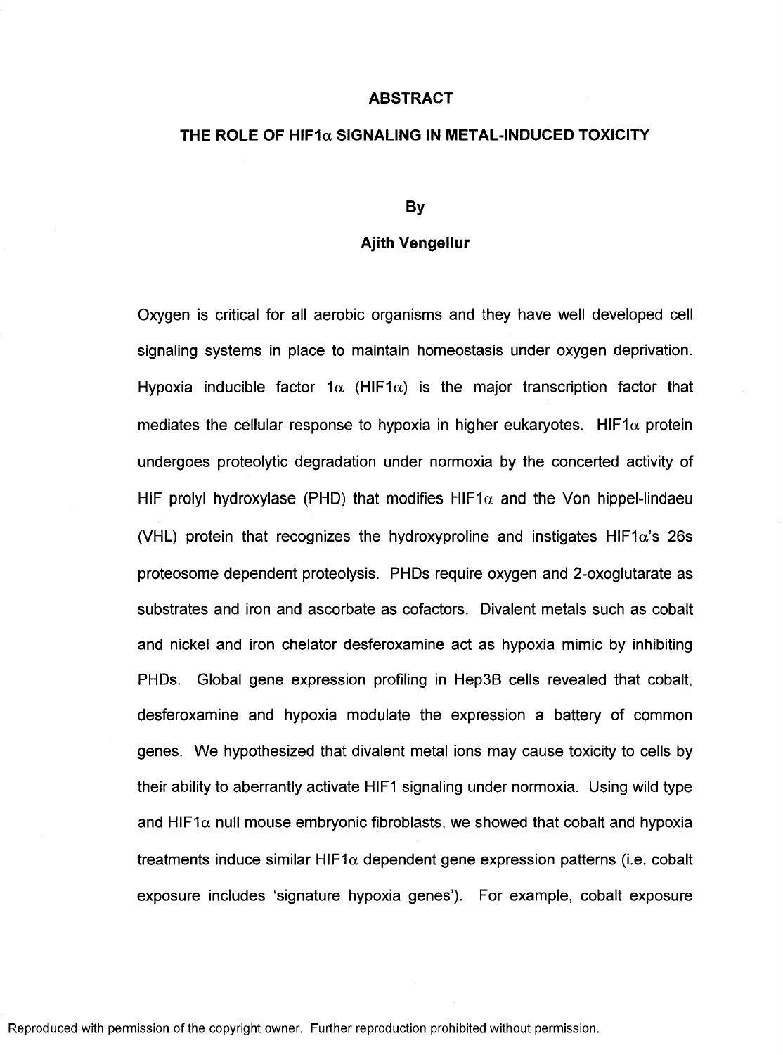# ABSTRACT

## THE ROLE OF HIF1α SIGNALING IN METAL-INDUCED TOXICITY

By

**Ajith Vengellur**

Oxygen is critical for all aerobic organisms and they have well developed cell signaling systems in place to maintain homeostasis under oxygen deprivation. Hypoxia inducible factor 1α (HIF1α) is the major transcription factor that mediates the cellular response to hypoxia in higher eukaryotes. HIF1α protein undergoes proteolytic degradation under normoxia by the concerted activity of HIF prolyl hydroxylase (PHD) that modifies HIF1α and the Von hippel-lindaeu (VHL) protein that recognizes the hydroxyproline and instigates HIF1α's 26s proteosome dependent proteolysis. PHDs require oxygen and 2-oxoglutarate as substrates and iron and ascorbate as cofactors. Divalent metals such as cobalt and nickel and iron chelator desferoxamine act as hypoxia mimic by inhibiting PHDs. Global gene expression profiling in Hep3B cells revealed that cobalt, desferoxamine and hypoxia modulate the expression a battery of common genes. We hypothesized that divalent metal ions may cause toxicity to cells by their ability to aberrantly activate HIF1 signaling under normoxia. Using wild type and HIF1α null mouse embryonic fibroblasts, we showed that cobalt and hypoxia treatments induce similar HIF1α dependent gene expression patterns (i.e. cobalt exposure includes 'signature hypoxia genes'). For example, cobalt exposure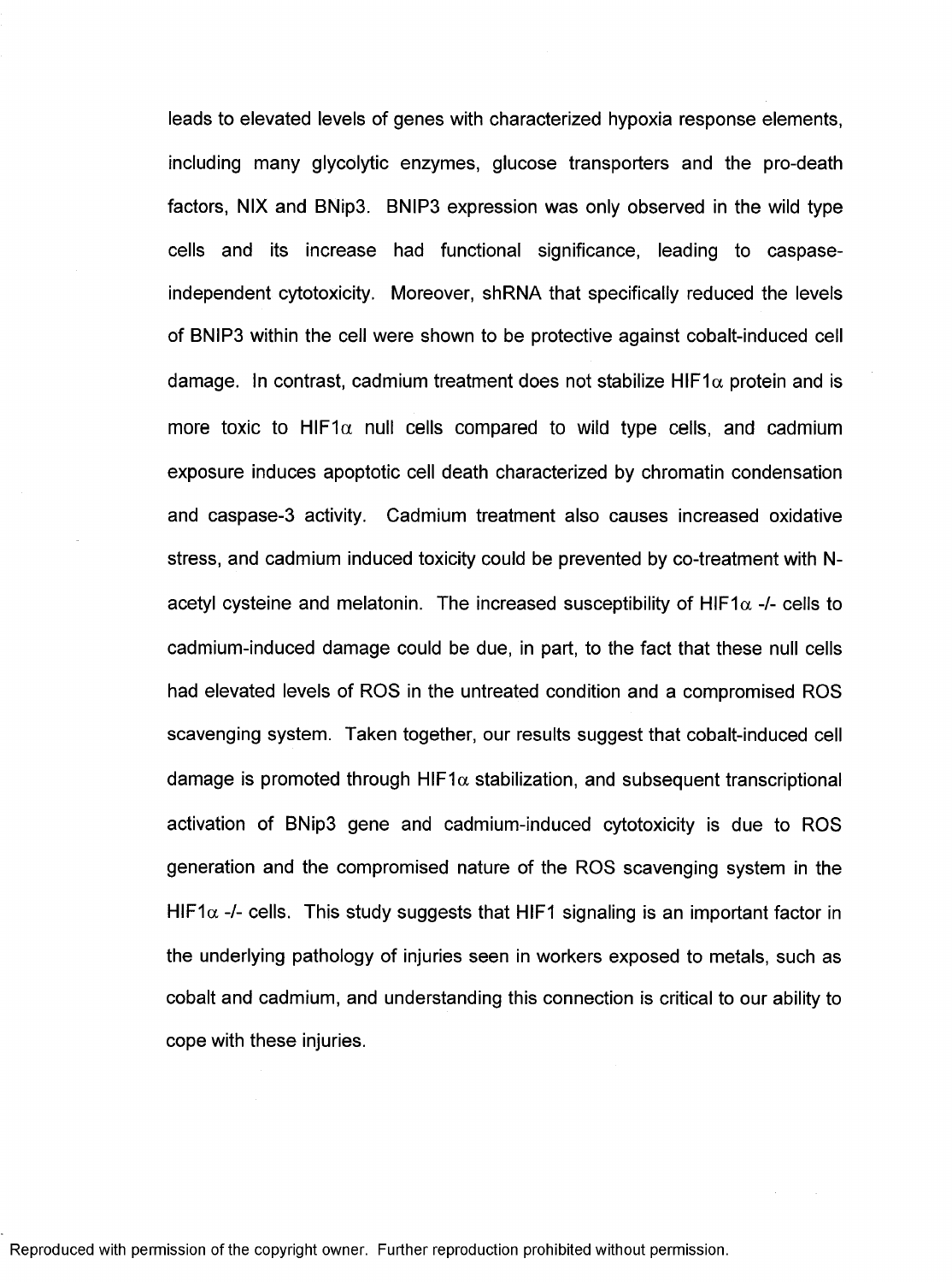leads to elevated levels of genes with characterized hypoxia response elements, including many glycolytic enzymes, glucose transporters and the pro-death factors, NIX and BNip3. BNIP3 expression was only observed in the wild type cells and its increase had functional significance, leading to caspase-independent cytotoxicity. Moreover, shRNA that specifically reduced the levels of BNIP3 within the cell were shown to be protective against cobalt-induced cell damage. In contrast, cadmium treatment does not stabilize HIF1$\alpha$ protein and is more toxic to HIF1$\alpha$ null cells compared to wild type cells, and cadmium exposure induces apoptotic cell death characterized by chromatin condensation and caspase-3 activity. Cadmium treatment also causes increased oxidative stress, and cadmium induced toxicity could be prevented by co-treatment with N-acetyl cysteine and melatonin. The increased susceptibility of HIF1$\alpha$ -/- cells to cadmium-induced damage could be due, in part, to the fact that these null cells had elevated levels of ROS in the untreated condition and a compromised ROS scavenging system. Taken together, our results suggest that cobalt-induced cell damage is promoted through HIF1$\alpha$ stabilization, and subsequent transcriptional activation of BNip3 gene and cadmium-induced cytotoxicity is due to ROS generation and the compromised nature of the ROS scavenging system in the HIF1$\alpha$ -/- cells. This study suggests that HIF1 signaling is an important factor in the underlying pathology of injuries seen in workers exposed to metals, such as cobalt and cadmium, and understanding this connection is critical to our ability to cope with these injuries.